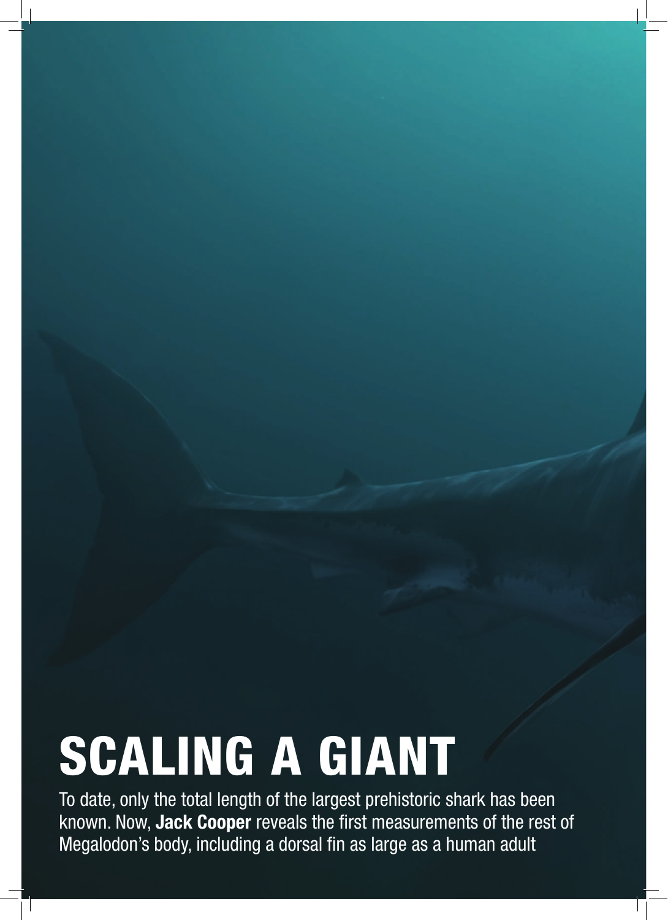# SCALING A GIANT

To date, only the total length of the largest prehistoric shark has been known. Now, **Jack Cooper** reveals the first measurements of the rest of Megalodon's body, including a dorsal fin as large as a human adult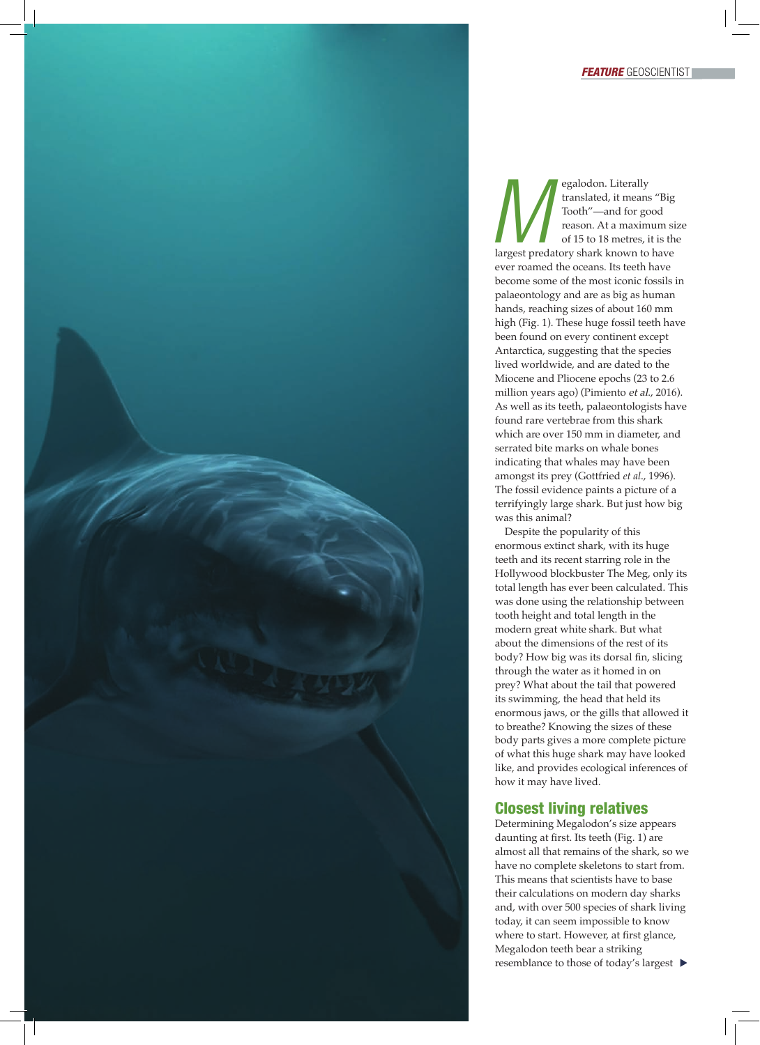Megalodon. Literally translated, it means "Big Tooth"—and for good reason. At a maximum size of 15 to 18 metres, it is the largest predatory shark known to have ever roamed the oceans. Its teeth have become some of the most iconic fossils in palaeontology and are as big as human hands, reaching sizes of about 160 mm high (Fig. 1). These huge fossil teeth have been found on every continent except Antarctica, suggesting that the species lived worldwide, and are dated to the Miocene and Pliocene epochs (23 to 2.6 million years ago) (Pimiento *et al.*, 2016). As well as its teeth, palaeontologists have found rare vertebrae from this shark which are over 150 mm in diameter, and serrated bite marks on whale bones indicating that whales may have been amongst its prey (Gottfried *et al.*, 1996). The fossil evidence paints a picture of a terrifyingly large shark. But just how big was this animal?

Despite the popularity of this enormous extinct shark, with its huge teeth and its recent starring role in the Hollywood blockbuster The Meg, only its total length has ever been calculated. This was done using the relationship between tooth height and total length in the modern great white shark. But what about the dimensions of the rest of its body? How big was its dorsal fin, slicing through the water as it homed in on prey? What about the tail that powered its swimming, the head that held its enormous jaws, or the gills that allowed it to breathe? Knowing the sizes of these body parts gives a more complete picture of what this huge shark may have looked like, and provides ecological inferences of how it may have lived.

## Closest living relatives

Determining Megalodon's size appears daunting at first. Its teeth (Fig. 1) are almost all that remains of the shark, so we have no complete skeletons to start from. This means that scientists have to base their calculations on modern day sharks and, with over 500 species of shark living today, it can seem impossible to know where to start. However, at first glance, Megalodon teeth bear a striking resemblance to those of today's largest ▶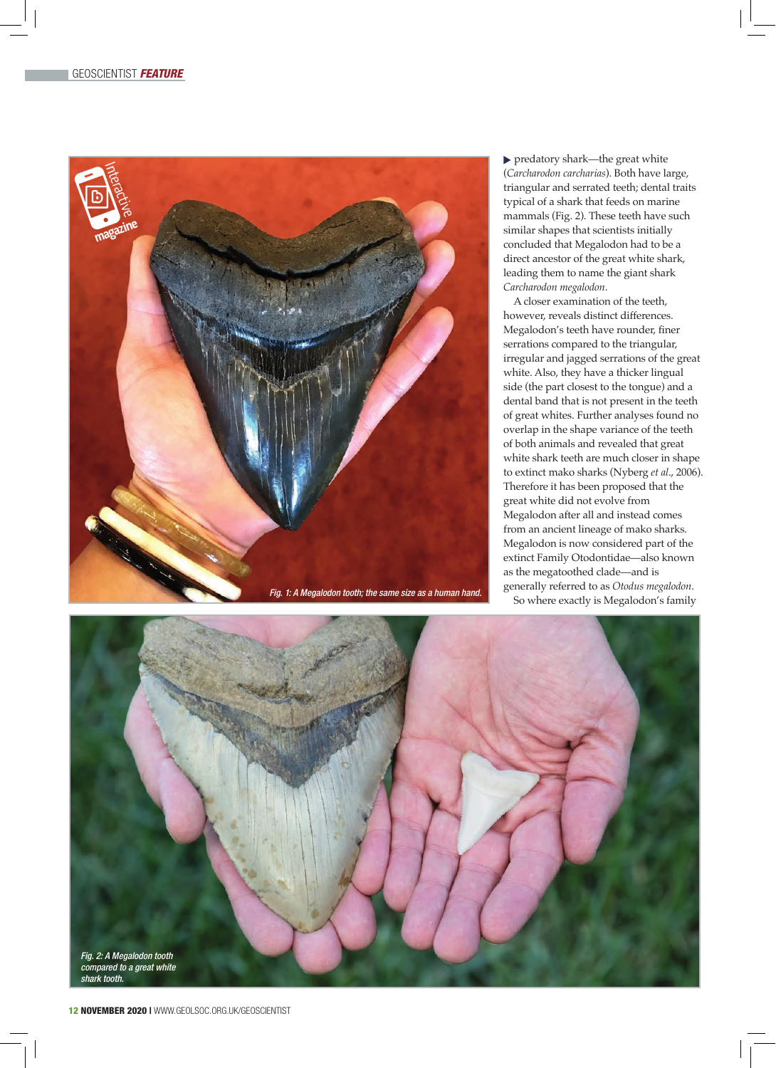Fig. 1: A Megalodon tooth; the same size as a human hand.

predatory shark—the great white (*Carcharodon carcharias*). Both have large, triangular and serrated teeth; dental traits typical of a shark that feeds on marine mammals (Fig. 2). These teeth have such similar shapes that scientists initially concluded that Megalodon had to be a direct ancestor of the great white shark, leading them to name the giant shark *Carcharodon megalodon*.

A closer examination of the teeth, however, reveals distinct differences. Megalodon's teeth have rounder, finer serrations compared to the triangular, irregular and jagged serrations of the great white. Also, they have a thicker lingual side (the part closest to the tongue) and a dental band that is not present in the teeth of great whites. Further analyses found no overlap in the shape variance of the teeth of both animals and revealed that great white shark teeth are much closer in shape to extinct mako sharks (Nyberg *et al*., 2006). Therefore it has been proposed that the great white did not evolve from Megalodon after all and instead comes from an ancient lineage of mako sharks. Megalodon is now considered part of the extinct Family Otodontidae—also known as the megatoothed clade—and is generally referred to as *Otodus megalodon*.

So where exactly is Megalodon's family

Fig. 2: A Megalodon tooth compared to a great white shark tooth.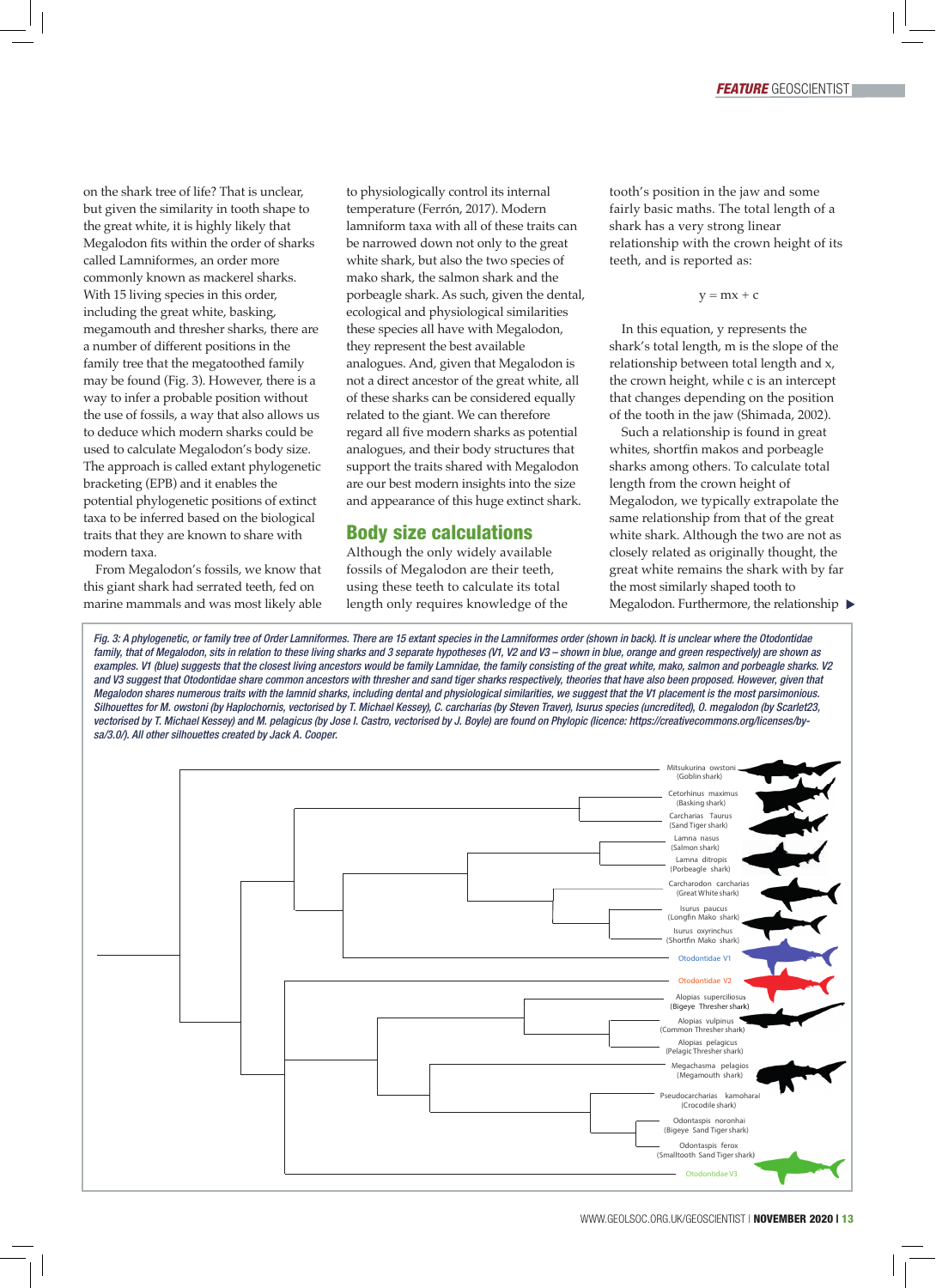on the shark tree of life? That is unclear, but given the similarity in tooth shape to the great white, it is highly likely that Megalodon fits within the order of sharks called Lamniformes, an order more commonly known as mackerel sharks. With 15 living species in this order, including the great white, basking, megamouth and thresher sharks, there are a number of different positions in the family tree that the megatoothed family may be found (Fig. 3). However, there is a way to infer a probable position without the use of fossils, a way that also allows us to deduce which modern sharks could be used to calculate Megalodon's body size. The approach is called extant phylogenetic bracketing (EPB) and it enables the potential phylogenetic positions of extinct taxa to be inferred based on the biological traits that they are known to share with modern taxa.

From Megalodon's fossils, we know that this giant shark had serrated teeth, fed on marine mammals and was most likely able to physiologically control its internal temperature (Ferrón, 2017). Modern lamniform taxa with all of these traits can be narrowed down not only to the great white shark, but also the two species of mako shark, the salmon shark and the porbeagle shark. As such, given the dental, ecological and physiological similarities these species all have with Megalodon, they represent the best available analogues. And, given that Megalodon is not a direct ancestor of the great white, all of these sharks can be considered equally related to the giant. We can therefore regard all five modern sharks as potential analogues, and their body structures that support the traits shared with Megalodon are our best modern insights into the size and appearance of this huge extinct shark.

## Body size calculations

Although the only widely available fossils of Megalodon are their teeth, using these teeth to calculate its total length only requires knowledge of the tooth's position in the jaw and some fairly basic maths. The total length of a shark has a very strong linear relationship with the crown height of its teeth, and is reported as:

$$y = mx + c$$

In this equation, y represents the shark's total length, m is the slope of the relationship between total length and x, the crown height, while c is an intercept that changes depending on the position of the tooth in the jaw (Shimada, 2002).

Such a relationship is found in great whites, shortfin makos and porbeagle sharks among others. To calculate total length from the crown height of Megalodon, we typically extrapolate the same relationship from that of the great white shark. Although the two are not as closely related as originally thought, the great white remains the shark with by far the most similarly shaped tooth to Megalodon. Furthermore, the relationship ▶

*Fig. 3: A phylogenetic, or family tree of Order Lamniformes. There are 15 extant species in the Lamniformes order (shown in back). It is unclear where the Otodontidae family, that of Megalodon, sits in relation to these living sharks and 3 separate hypotheses (V1, V2 and V3 – shown in blue, orange and green respectively) are shown as examples. V1 (blue) suggests that the closest living ancestors would be family Lamnidae, the family consisting of the great white, mako, salmon and porbeagle sharks. V2 and V3 suggest that Otodontidae share common ancestors with thresher and sand tiger sharks respectively, theories that have also been proposed. However, given that Megalodon shares numerous traits with the lamnid sharks, including dental and physiological similarities, we suggest that the V1 placement is the most parsimonious. Silhouettes for M. owstoni (by Haplochornis, vectorised by T. Michael Kessey), C. carcharias (by Steven Traver), Isurus species (uncredited), O. megalodon (by Scarlet23, vectorised by T. Michael Kessey) and M. pelagicus (by Jose I. Castro, vectorised by J. Boyle) are found on Phylopic (licence: https://creativecommons.org/licenses/by-sa/3.0/). All other silhouettes created by Jack A. Cooper.*

Mitsukurina owstoni (Goblin shark)
Cetorhinus maximus (Basking shark)
Carcharias Taurus (Sand Tiger shark)
Lamna nasus (Salmon shark)
Lamna ditropis (Porbeagle shark)
Carcharodon carcharias (Great White shark)
Isurus paucus (Longfin Mako shark)
Isurus oxyrinchus (Shortfin Mako shark)
Otodontidae V1
Otodontidae V2
Alopias superciliosus (Bigeye Thresher shark)
Alopias vulpinus (Common Thresher shark)
Alopias pelagicus (Pelagic Thresher shark)
Megachasma pelagios (Megamouth shark)
Pseudocarcharias kamoharai (Crocodile shark)
Odontaspis noronhai (Bigeye Sand Tiger shark)
Odontaspis ferox (Smalltooth Sand Tiger shark)
Otodontidae V3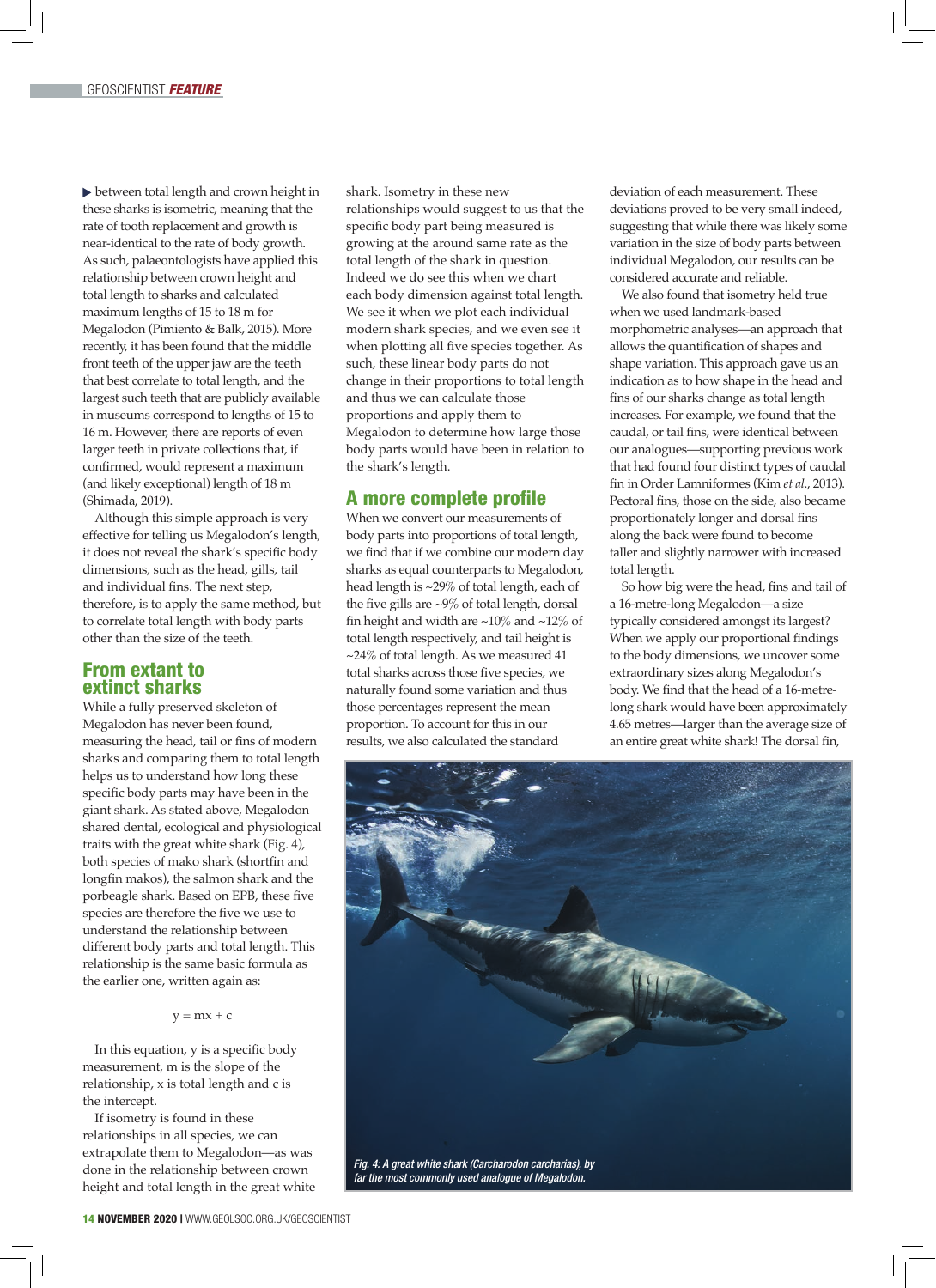between total length and crown height in these sharks is isometric, meaning that the rate of tooth replacement and growth is near-identical to the rate of body growth. As such, palaeontologists have applied this relationship between crown height and total length to sharks and calculated maximum lengths of 15 to 18 m for Megalodon (Pimiento & Balk, 2015). More recently, it has been found that the middle front teeth of the upper jaw are the teeth that best correlate to total length, and the largest such teeth that are publicly available in museums correspond to lengths of 15 to 16 m. However, there are reports of even larger teeth in private collections that, if confirmed, would represent a maximum (and likely exceptional) length of 18 m (Shimada, 2019).

Although this simple approach is very effective for telling us Megalodon's length, it does not reveal the shark's specific body dimensions, such as the head, gills, tail and individual fins. The next step, therefore, is to apply the same method, but to correlate total length with body parts other than the size of the teeth.

## From extant to extinct sharks

While a fully preserved skeleton of Megalodon has never been found, measuring the head, tail or fins of modern sharks and comparing them to total length helps us to understand how long these specific body parts may have been in the giant shark. As stated above, Megalodon shared dental, ecological and physiological traits with the great white shark (Fig. 4), both species of mako shark (shortfin and longfin makos), the salmon shark and the porbeagle shark. Based on EPB, these five species are therefore the five we use to understand the relationship between different body parts and total length. This relationship is the same basic formula as the earlier one, written again as:

$$y = mx + c$$

In this equation, y is a specific body measurement, m is the slope of the relationship, x is total length and c is the intercept.

If isometry is found in these relationships in all species, we can extrapolate them to Megalodon—as was done in the relationship between crown height and total length in the great white shark. Isometry in these new relationships would suggest to us that the specific body part being measured is growing at the around same rate as the total length of the shark in question. Indeed we do see this when we chart each body dimension against total length. We see it when we plot each individual modern shark species, and we even see it when plotting all five species together. As such, these linear body parts do not change in their proportions to total length and thus we can calculate those proportions and apply them to Megalodon to determine how large those body parts would have been in relation to the shark's length.

## A more complete profile

When we convert our measurements of body parts into proportions of total length, we find that if we combine our modern day sharks as equal counterparts to Megalodon, head length is ~29% of total length, each of the five gills are ~9% of total length, dorsal fin height and width are ~10% and ~12% of total length respectively, and tail height is ~24% of total length. As we measured 41 total sharks across those five species, we naturally found some variation and thus those percentages represent the mean proportion. To account for this in our results, we also calculated the standard deviation of each measurement. These deviations proved to be very small indeed, suggesting that while there was likely some variation in the size of body parts between individual Megalodon, our results can be considered accurate and reliable.

We also found that isometry held true when we used landmark-based morphometric analyses—an approach that allows the quantification of shapes and shape variation. This approach gave us an indication as to how shape in the head and fins of our sharks change as total length increases. For example, we found that the caudal, or tail fins, were identical between our analogues—supporting previous work that had found four distinct types of caudal fin in Order Lamniformes (Kim *et al*., 2013). Pectoral fins, those on the side, also became proportionately longer and dorsal fins along the back were found to become taller and slightly narrower with increased total length.

So how big were the head, fins and tail of a 16-metre-long Megalodon—a size typically considered amongst its largest? When we apply our proportional findings to the body dimensions, we uncover some extraordinary sizes along Megalodon's body. We find that the head of a 16-metre-long shark would have been approximately 4.65 metres—larger than the average size of an entire great white shark! The dorsal fin,

*Fig. 4: A great white shark (Carcharodon carcharias), by far the most commonly used analogue of Megalodon.*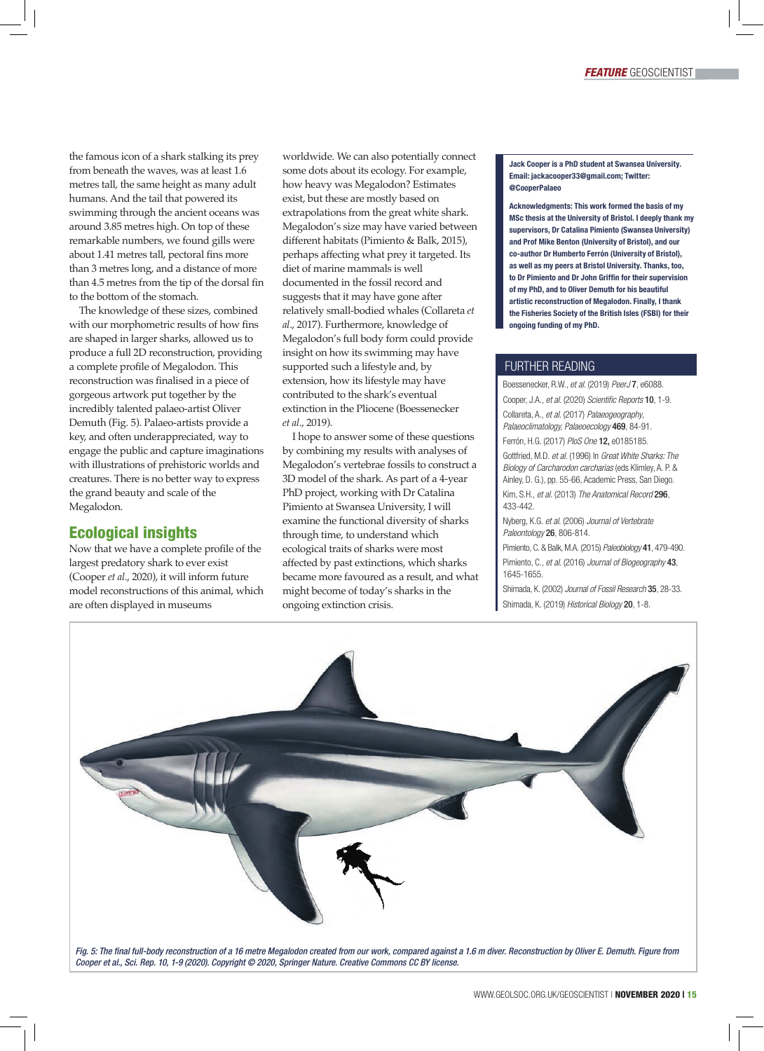the famous icon of a shark stalking its prey from beneath the waves, was at least 1.6 metres tall, the same height as many adult humans. And the tail that powered its swimming through the ancient oceans was around 3.85 metres high. On top of these remarkable numbers, we found gills were about 1.41 metres tall, pectoral fins more than 3 metres long, and a distance of more than 4.5 metres from the tip of the dorsal fin to the bottom of the stomach.

The knowledge of these sizes, combined with our morphometric results of how fins are shaped in larger sharks, allowed us to produce a full 2D reconstruction, providing a complete profile of Megalodon. This reconstruction was finalised in a piece of gorgeous artwork put together by the incredibly talented palaeo-artist Oliver Demuth (Fig. 5). Palaeo-artists provide a key, and often underappreciated, way to engage the public and capture imaginations with illustrations of prehistoric worlds and creatures. There is no better way to express the grand beauty and scale of the Megalodon.

## Ecological insights

Now that we have a complete profile of the largest predatory shark to ever exist (Cooper *et al*., 2020), it will inform future model reconstructions of this animal, which are often displayed in museums worldwide. We can also potentially connect some dots about its ecology. For example, how heavy was Megalodon? Estimates exist, but these are mostly based on extrapolations from the great white shark. Megalodon's size may have varied between different habitats (Pimiento & Balk, 2015), perhaps affecting what prey it targeted. Its diet of marine mammals is well documented in the fossil record and suggests that it may have gone after relatively small-bodied whales (Collareta *et al*., 2017). Furthermore, knowledge of Megalodon's full body form could provide insight on how its swimming may have supported such a lifestyle and, by extension, how its lifestyle may have contributed to the shark's eventual extinction in the Pliocene (Boessenecker *et al*., 2019).

I hope to answer some of these questions by combining my results with analyses of Megalodon's vertebrae fossils to construct a 3D model of the shark. As part of a 4-year PhD project, working with Dr Catalina Pimiento at Swansea University, I will examine the functional diversity of sharks through time, to understand which ecological traits of sharks were most affected by past extinctions, which sharks became more favoured as a result, and what might become of today's sharks in the ongoing extinction crisis.

**Jack Cooper is a PhD student at Swansea University. Email: jackacooper33@gmail.com; Twitter: @CooperPalaeo**

**Acknowledgments: This work formed the basis of my MSc thesis at the University of Bristol. I deeply thank my supervisors, Dr Catalina Pimiento (Swansea University) and Prof Mike Benton (University of Bristol), and our co-author Dr Humberto Ferrón (University of Bristol), as well as my peers at Bristol University. Thanks, too, to Dr Pimiento and Dr John Griffin for their supervision of my PhD, and to Oliver Demuth for his beautiful artistic reconstruction of Megalodon. Finally, I thank the Fisheries Society of the British Isles (FSBI) for their ongoing funding of my PhD.**

## FURTHER READING

Boessenecker, R.W., *et al.* (2019) *PeerJ* **7**, e6088.

Cooper, J.A., *et al.* (2020) *Scientific Reports* **10**, 1-9.

Collareta, A., *et al.* (2017) *Palaeogeography, Palaeoclimatology, Palaeoecology* **469**, 84-91.

Ferrón, H.G. (2017) *PloS One* **12,** e0185185.

Gottfried, M.D. *et al.* (1996) In *Great White Sharks: The Biology of Carcharodon carcharias* (eds Klimley, A. P. & Ainley, D. G.), pp. 55-66, Academic Press, San Diego.

Kim, S.H., *et al.* (2013) *The Anatomical Record* **296**, 433-442.

Nyberg, K.G. *et al.* (2006) *Journal of Vertebrate Paleontology* **26**, 806-814.

Pimiento, C. & Balk, M.A. (2015) *Paleobiology* **41**, 479-490.

Pimiento, C., *et al.* (2016) *Journal of Biogeography* **43**, 1645-1655.

Shimada, K. (2002) *Journal of Fossil Research* **35**, 28-33.

Shimada, K. (2019) *Historical Biology* **20**, 1-8.

*Fig. 5: The final full-body reconstruction of a 16 metre Megalodon created from our work, compared against a 1.6 m diver. Reconstruction by Oliver E. Demuth. Figure from Cooper et al., Sci. Rep. 10, 1-9 (2020). Copyright © 2020, Springer Nature. Creative Commons CC BY license.*